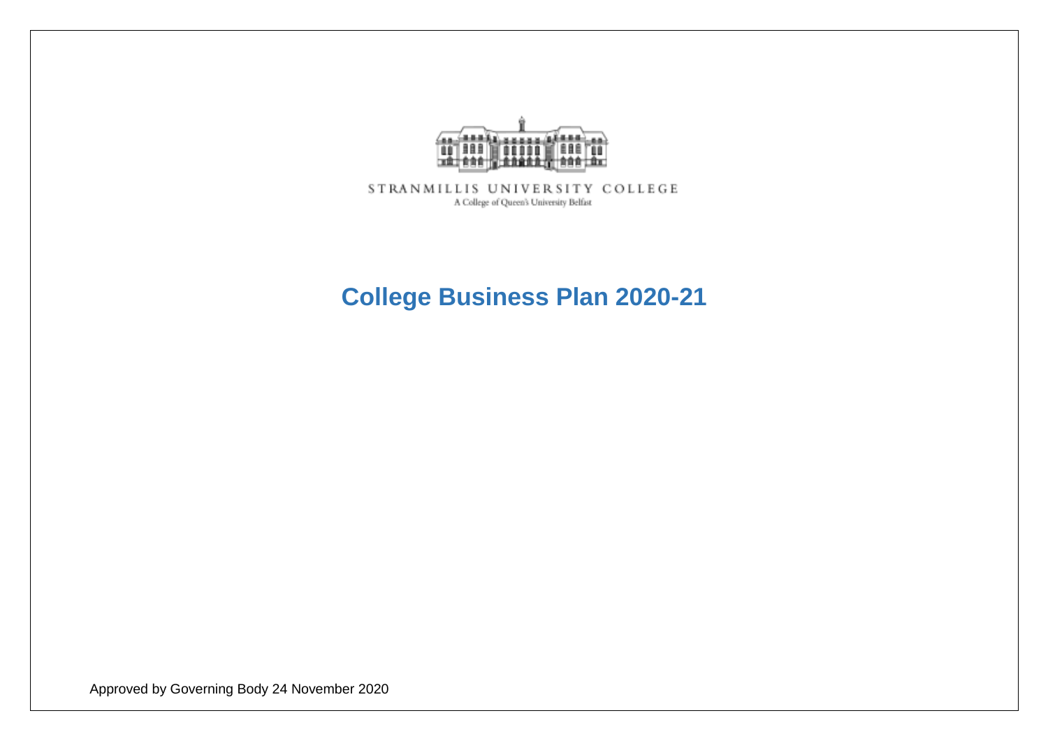STRANMILLIS UNIVERSITY COLLEGE

A College of Queen's University Belfast

# College Business Plan 2020-21

Approved by Governing Body 24 November 2020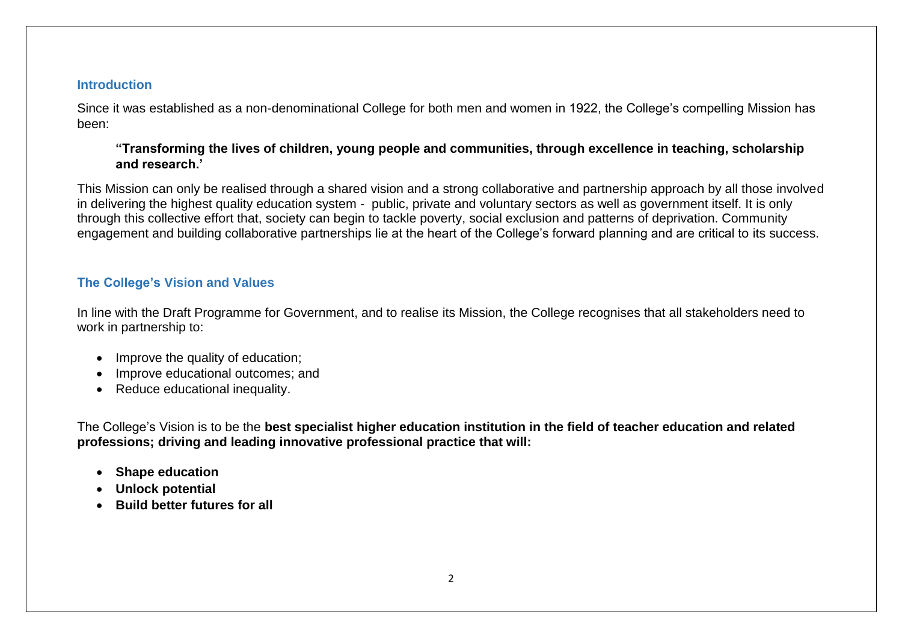## Introduction

Since it was established as a non-denominational College for both men and women in 1922, the College's compelling Mission has been:

> **"Transforming the lives of children, young people and communities, through excellence in teaching, scholarship and research.'**

This Mission can only be realised through a shared vision and a strong collaborative and partnership approach by all those involved in delivering the highest quality education system - public, private and voluntary sectors as well as government itself. It is only through this collective effort that, society can begin to tackle poverty, social exclusion and patterns of deprivation. Community engagement and building collaborative partnerships lie at the heart of the College's forward planning and are critical to its success.

## The College's Vision and Values

In line with the Draft Programme for Government, and to realise its Mission, the College recognises that all stakeholders need to work in partnership to:

- Improve the quality of education;
- Improve educational outcomes; and
- Reduce educational inequality.

The College's Vision is to be the **best specialist higher education institution in the field of teacher education and related professions; driving and leading innovative professional practice that will:**

- **Shape education**
- **Unlock potential**
- **Build better futures for all**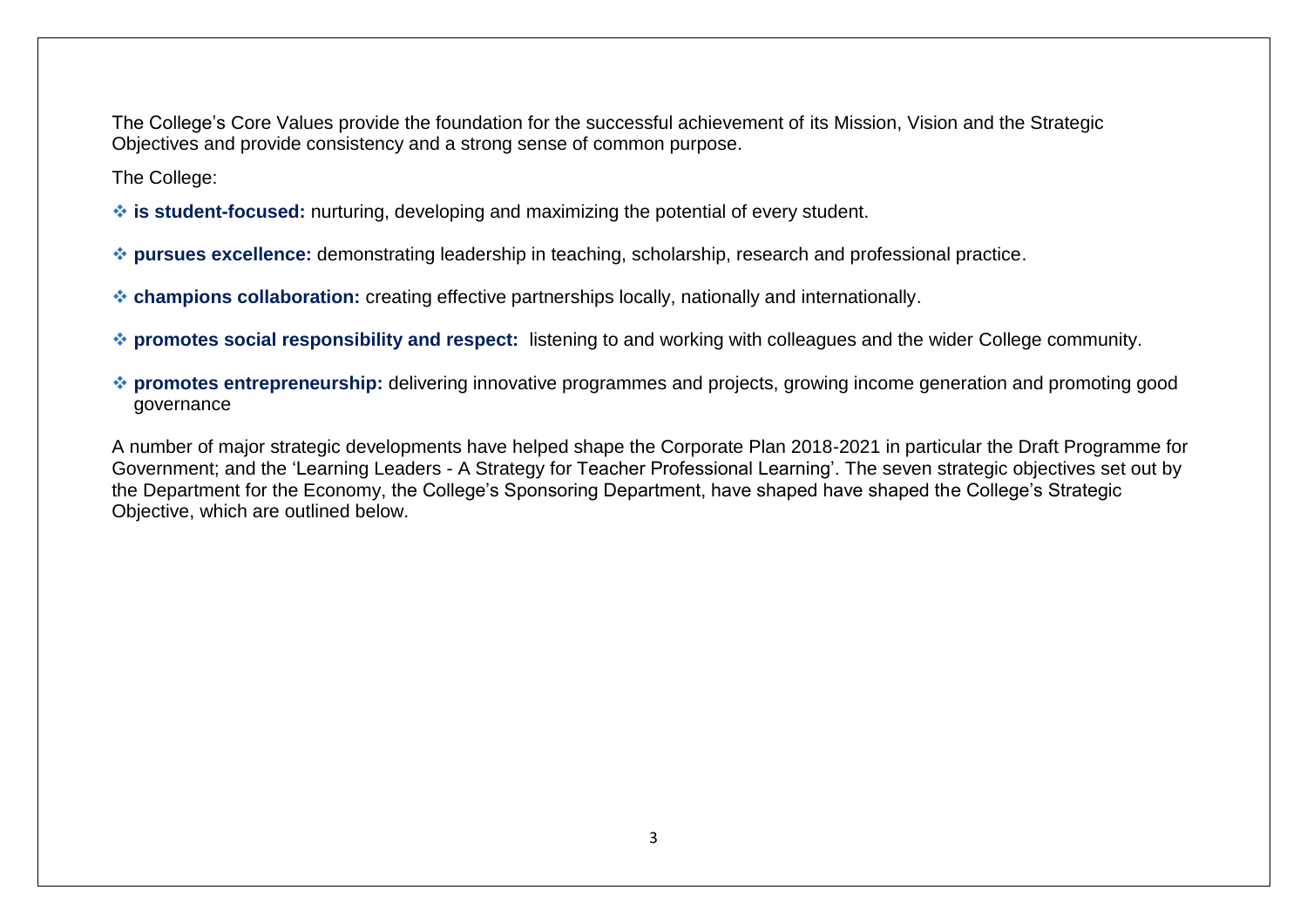The College's Core Values provide the foundation for the successful achievement of its Mission, Vision and the Strategic Objectives and provide consistency and a strong sense of common purpose.

The College:

- **is student-focused:** nurturing, developing and maximizing the potential of every student.
- **pursues excellence:** demonstrating leadership in teaching, scholarship, research and professional practice.
- **champions collaboration:** creating effective partnerships locally, nationally and internationally.
- **promotes social responsibility and respect:** listening to and working with colleagues and the wider College community.
- **promotes entrepreneurship:** delivering innovative programmes and projects, growing income generation and promoting good governance

A number of major strategic developments have helped shape the Corporate Plan 2018-2021 in particular the Draft Programme for Government; and the 'Learning Leaders - A Strategy for Teacher Professional Learning'. The seven strategic objectives set out by the Department for the Economy, the College's Sponsoring Department, have shaped have shaped the College's Strategic Objective, which are outlined below.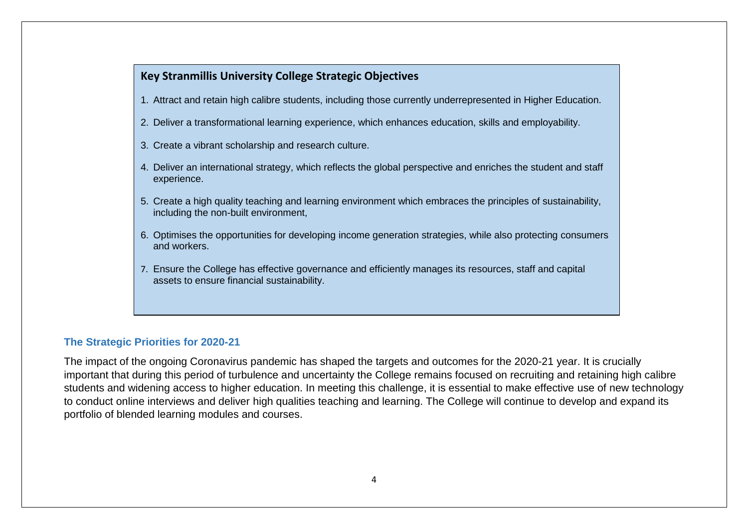### Key Stranmillis University College Strategic Objectives

1. Attract and retain high calibre students, including those currently underrepresented in Higher Education.
2. Deliver a transformational learning experience, which enhances education, skills and employability.
3. Create a vibrant scholarship and research culture.
4. Deliver an international strategy, which reflects the global perspective and enriches the student and staff experience.
5. Create a high quality teaching and learning environment which embraces the principles of sustainability, including the non-built environment,
6. Optimises the opportunities for developing income generation strategies, while also protecting consumers and workers.
7. Ensure the College has effective governance and efficiently manages its resources, staff and capital assets to ensure financial sustainability.

## The Strategic Priorities for 2020-21

The impact of the ongoing Coronavirus pandemic has shaped the targets and outcomes for the 2020-21 year. It is crucially important that during this period of turbulence and uncertainty the College remains focused on recruiting and retaining high calibre students and widening access to higher education. In meeting this challenge, it is essential to make effective use of new technology to conduct online interviews and deliver high qualities teaching and learning. The College will continue to develop and expand its portfolio of blended learning modules and courses.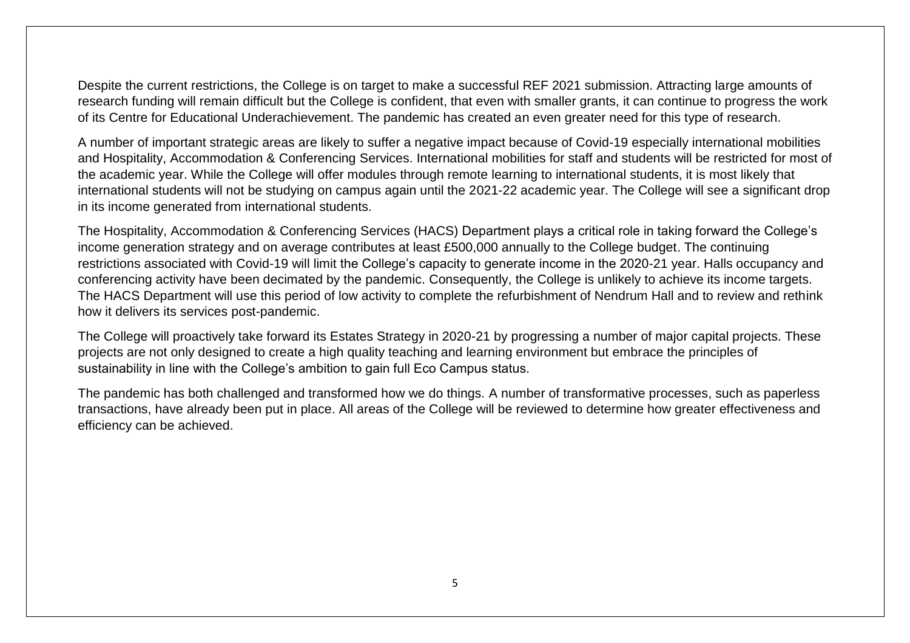Despite the current restrictions, the College is on target to make a successful REF 2021 submission. Attracting large amounts of research funding will remain difficult but the College is confident, that even with smaller grants, it can continue to progress the work of its Centre for Educational Underachievement. The pandemic has created an even greater need for this type of research.

A number of important strategic areas are likely to suffer a negative impact because of Covid-19 especially international mobilities and Hospitality, Accommodation & Conferencing Services. International mobilities for staff and students will be restricted for most of the academic year. While the College will offer modules through remote learning to international students, it is most likely that international students will not be studying on campus again until the 2021-22 academic year. The College will see a significant drop in its income generated from international students.

The Hospitality, Accommodation & Conferencing Services (HACS) Department plays a critical role in taking forward the College's income generation strategy and on average contributes at least £500,000 annually to the College budget. The continuing restrictions associated with Covid-19 will limit the College's capacity to generate income in the 2020-21 year. Halls occupancy and conferencing activity have been decimated by the pandemic. Consequently, the College is unlikely to achieve its income targets. The HACS Department will use this period of low activity to complete the refurbishment of Nendrum Hall and to review and rethink how it delivers its services post-pandemic.

The College will proactively take forward its Estates Strategy in 2020-21 by progressing a number of major capital projects. These projects are not only designed to create a high quality teaching and learning environment but embrace the principles of sustainability in line with the College's ambition to gain full Eco Campus status.

The pandemic has both challenged and transformed how we do things. A number of transformative processes, such as paperless transactions, have already been put in place. All areas of the College will be reviewed to determine how greater effectiveness and efficiency can be achieved.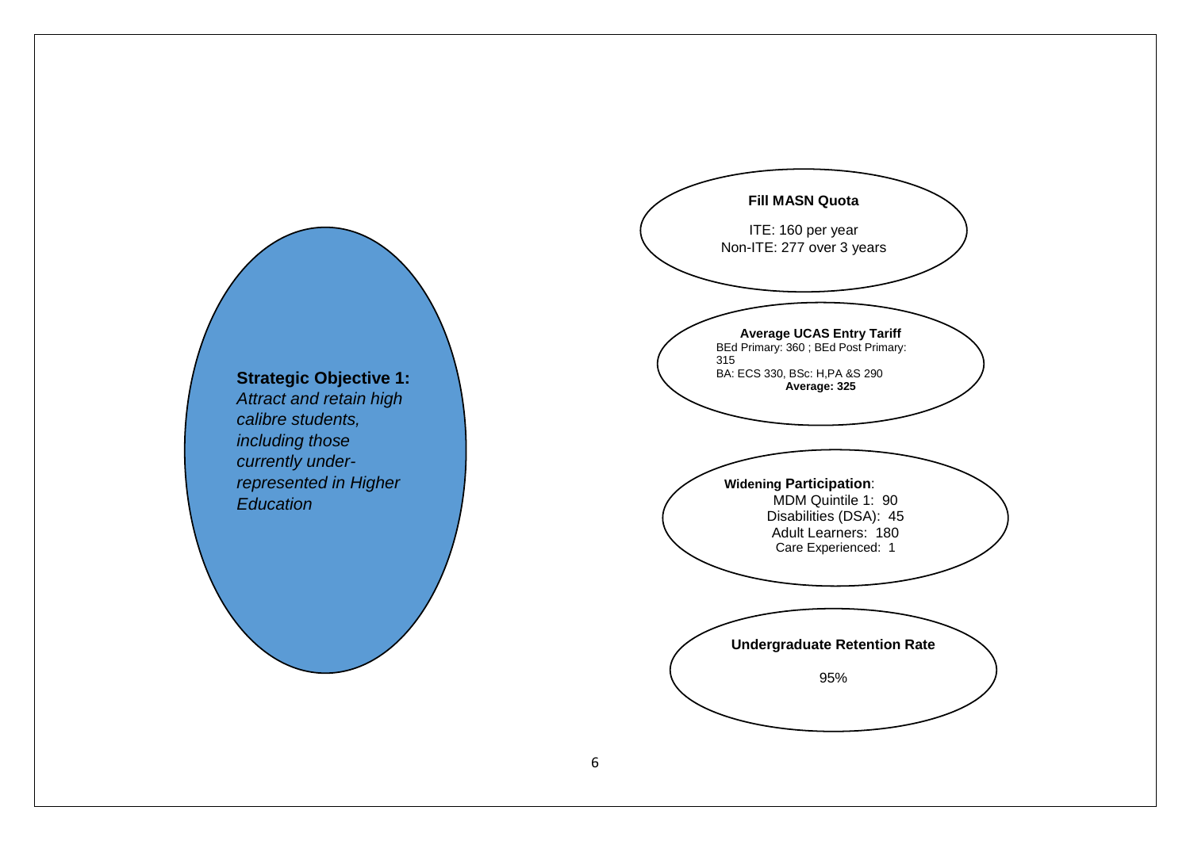**Strategic Objective 1:**
*Attract and retain high calibre students, including those currently under-represented in Higher Education*

**Fill MASN Quota**

ITE: 160 per year
Non-ITE: 277 over 3 years

**Average UCAS Entry Tariff**
BEd Primary: 360 ; BEd Post Primary: 315
BA: ECS 330, BSc: H,PA &S 290
**Average: 325**

**Widening Participation**:
MDM Quintile 1: 90
Disabilities (DSA): 45
Adult Learners: 180
Care Experienced: 1

**Undergraduate Retention Rate**

95%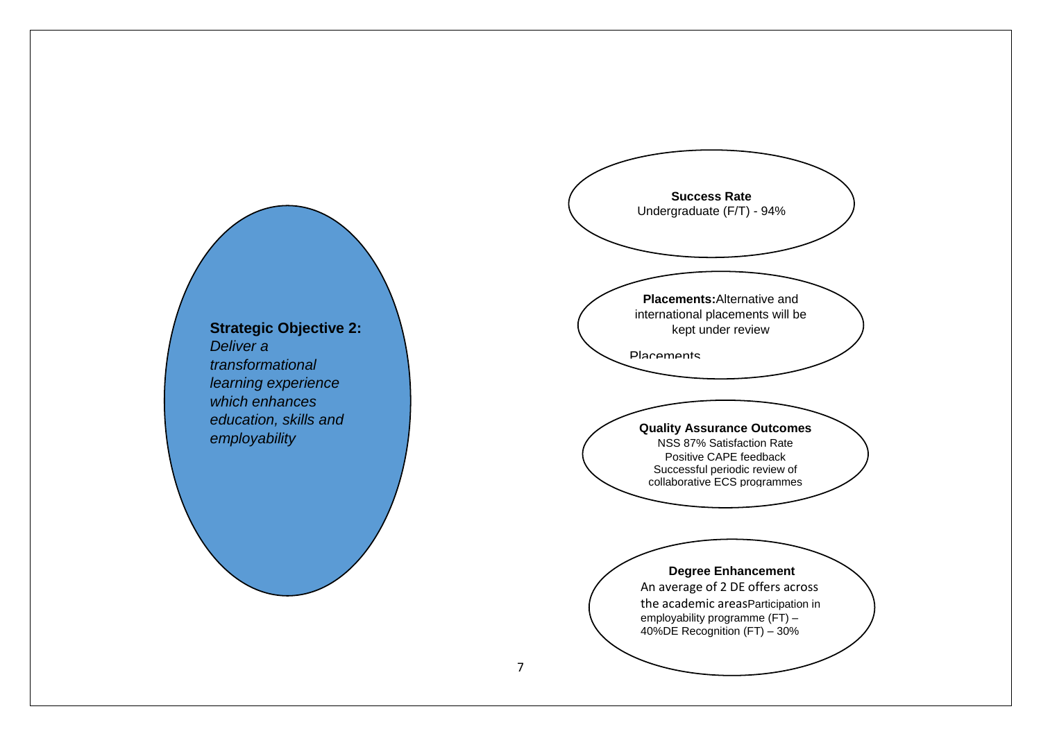**Strategic Objective 2:**
*Deliver a transformational learning experience which enhances education, skills and employability*

**Success Rate**
Undergraduate (F/T) - 94%

**Placements:** Alternative and international placements will be kept under review

Placements

**Quality Assurance Outcomes**
NSS 87% Satisfaction Rate
Positive CAPE feedback
Successful periodic review of collaborative ECS programmes

**Degree Enhancement**
An average of 2 DE offers across the academic areas
Participation in employability programme (FT) – 40%
DE Recognition (FT) – 30%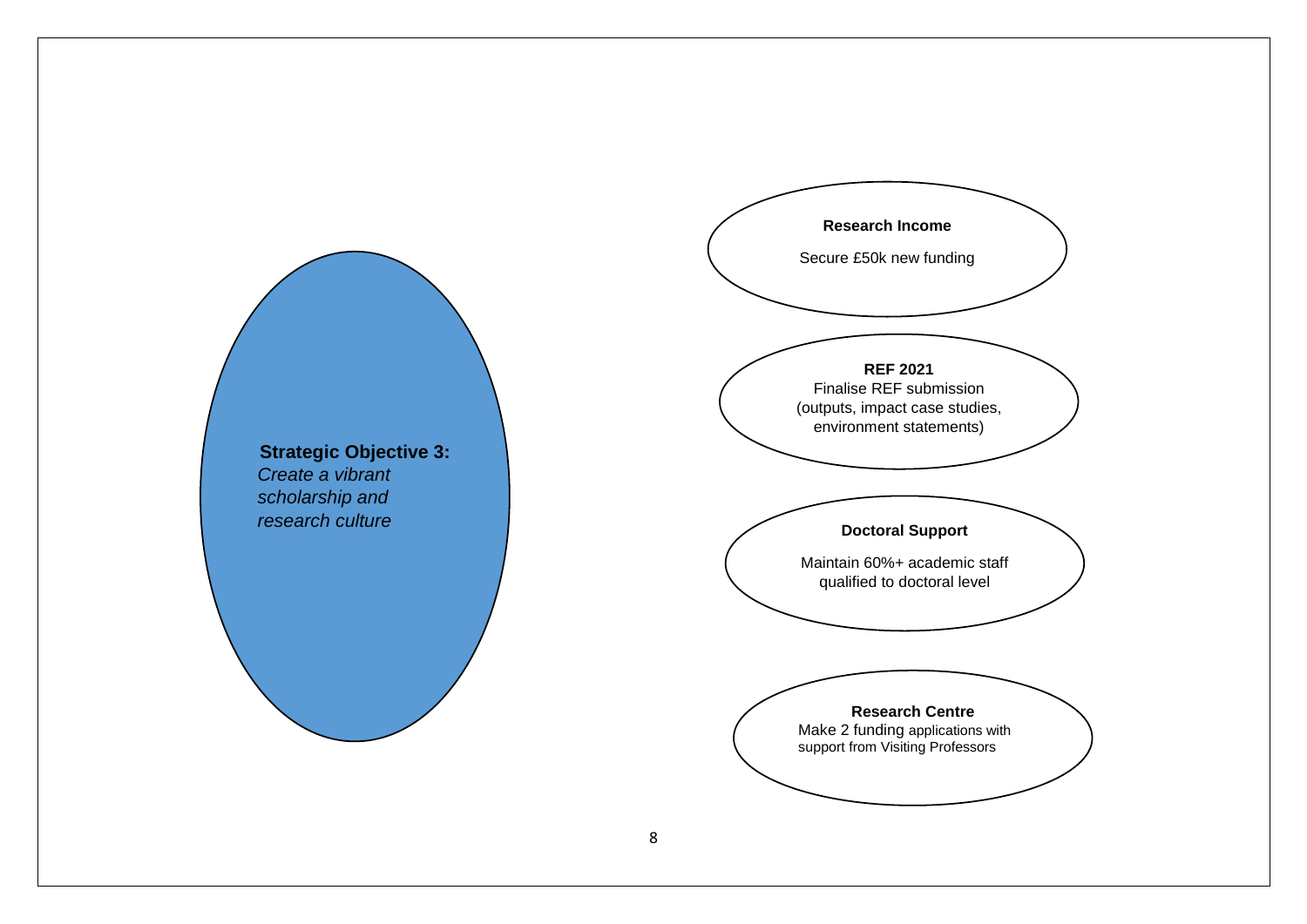**Strategic Objective 3:**
*Create a vibrant scholarship and research culture*

**Research Income**

Secure £50k new funding

**REF 2021**

Finalise REF submission (outputs, impact case studies, environment statements)

**Doctoral Support**

Maintain 60%+ academic staff qualified to doctoral level

**Research Centre**

Make 2 funding applications with support from Visiting Professors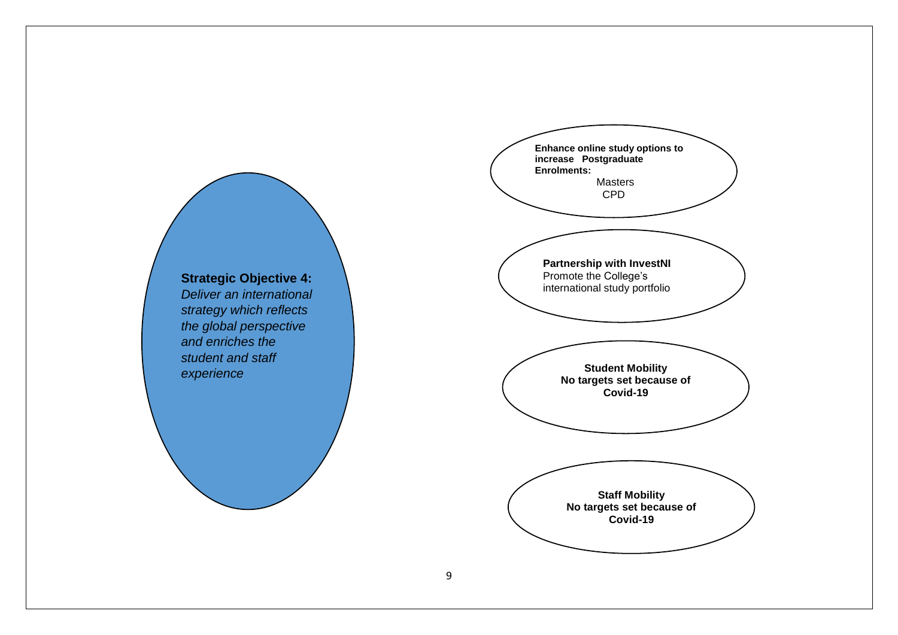**Strategic Objective 4:**
*Deliver an international strategy which reflects the global perspective and enriches the student and staff experience*

**Enhance online study options to increase Postgraduate Enrolments:**
- Masters
- CPD

**Partnership with InvestNI**
Promote the College's international study portfolio

**Student Mobility**
**No targets set because of Covid-19**

**Staff Mobility**
**No targets set because of Covid-19**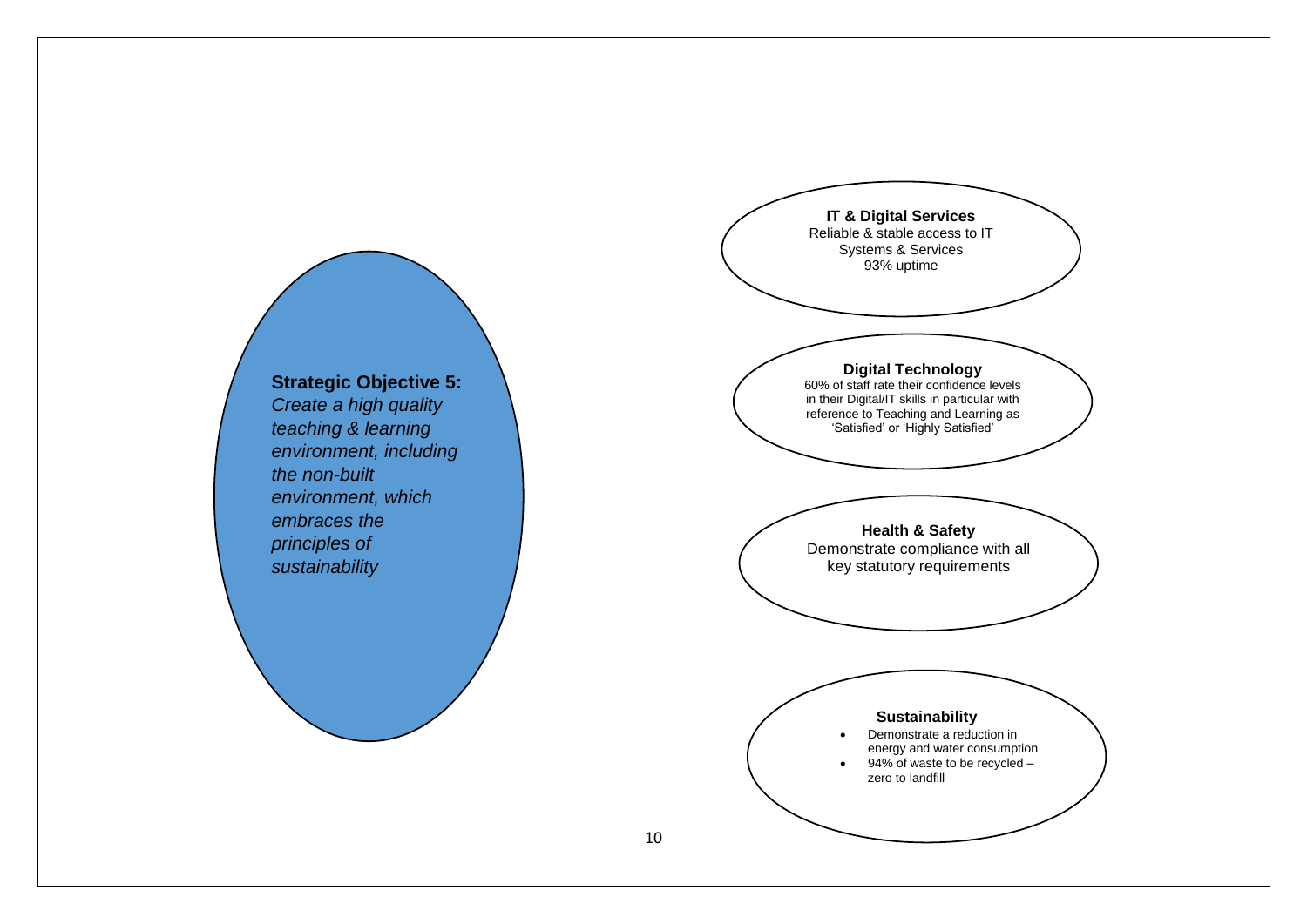**Strategic Objective 5:**
*Create a high quality teaching & learning environment, including the non-built environment, which embraces the principles of sustainability*

**IT & Digital Services**
Reliable & stable access to IT Systems & Services
93% uptime

**Digital Technology**
60% of staff rate their confidence levels in their Digital/IT skills in particular with reference to Teaching and Learning as 'Satisfied' or 'Highly Satisfied'

**Health & Safety**
Demonstrate compliance with all key statutory requirements

**Sustainability**

- Demonstrate a reduction in energy and water consumption
- 94% of waste to be recycled – zero to landfill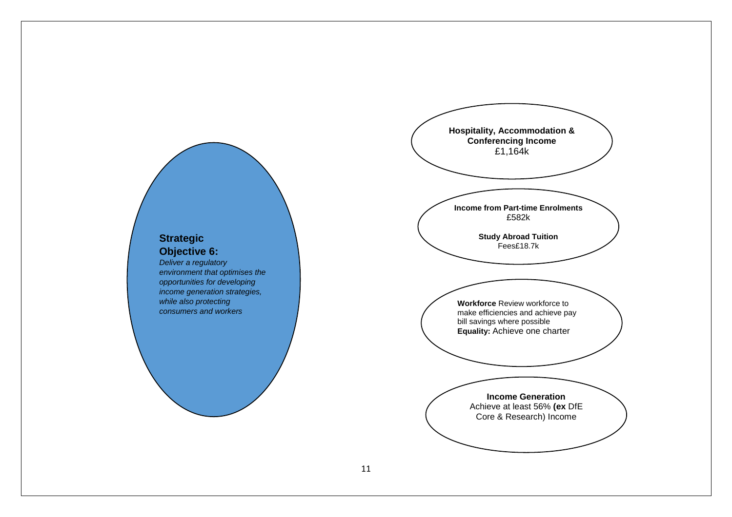## Strategic Objective 6:

*Deliver a regulatory environment that optimises the opportunities for developing income generation strategies, while also protecting consumers and workers*

**Hospitality, Accommodation & Conferencing Income**
£1,164k

**Income from Part-time Enrolments**
£582k

**Study Abroad Tuition**
Fees£18.7k

**Workforce** Review workforce to make efficiencies and achieve pay bill savings where possible
**Equality:** Achieve one charter

**Income Generation**
Achieve at least 56% **(ex** DfE Core & Research) Income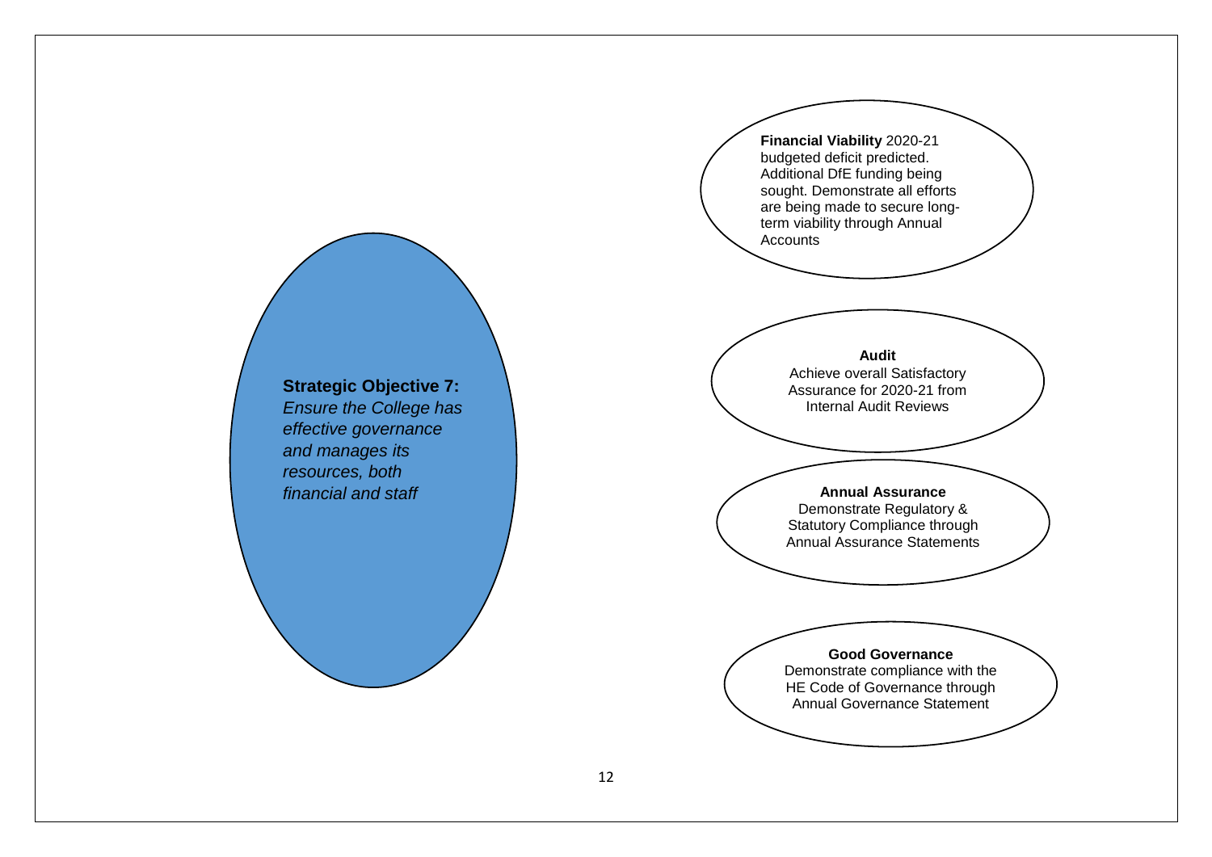**Strategic Objective 7:**
*Ensure the College has effective governance and manages its resources, both financial and staff*

**Financial Viability** 2020-21 budgeted deficit predicted. Additional DfE funding being sought. Demonstrate all efforts are being made to secure long-term viability through Annual Accounts

**Audit**
Achieve overall Satisfactory Assurance for 2020-21 from Internal Audit Reviews

**Annual Assurance**
Demonstrate Regulatory & Statutory Compliance through Annual Assurance Statements

**Good Governance**
Demonstrate compliance with the HE Code of Governance through Annual Governance Statement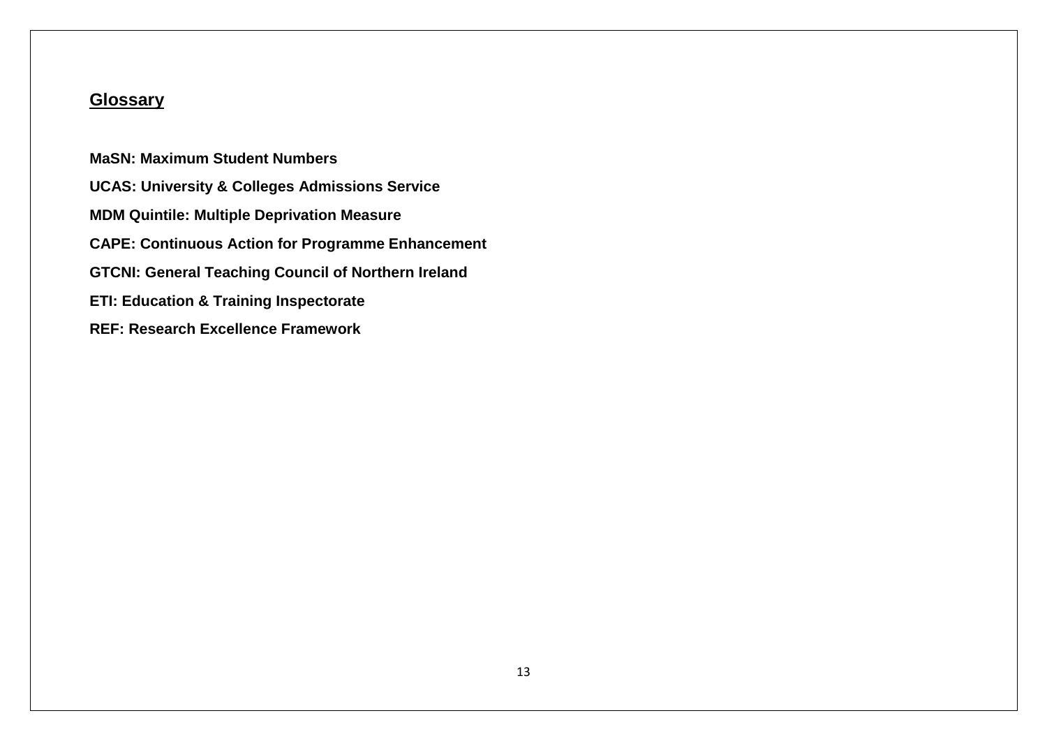## Glossary

**MaSN: Maximum Student Numbers**

**UCAS: University & Colleges Admissions Service**

**MDM Quintile: Multiple Deprivation Measure**

**CAPE: Continuous Action for Programme Enhancement**

**GTCNI: General Teaching Council of Northern Ireland**

**ETI: Education & Training Inspectorate**

**REF: Research Excellence Framework**